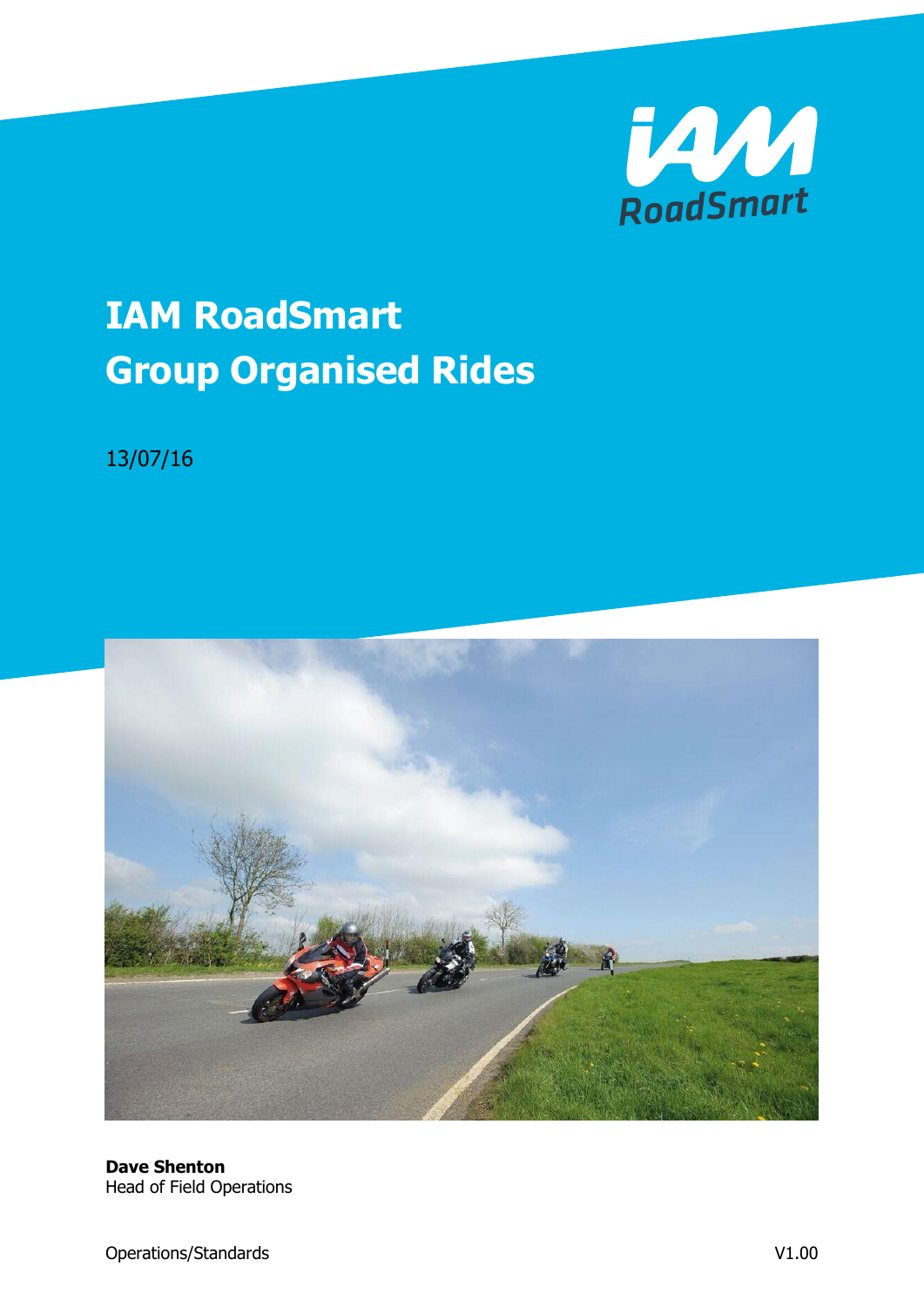# IAM RoadSmart Group Organised Rides

13/07/16

**Dave Shenton**
Head of Field Operations

Operations/Standards

V1.00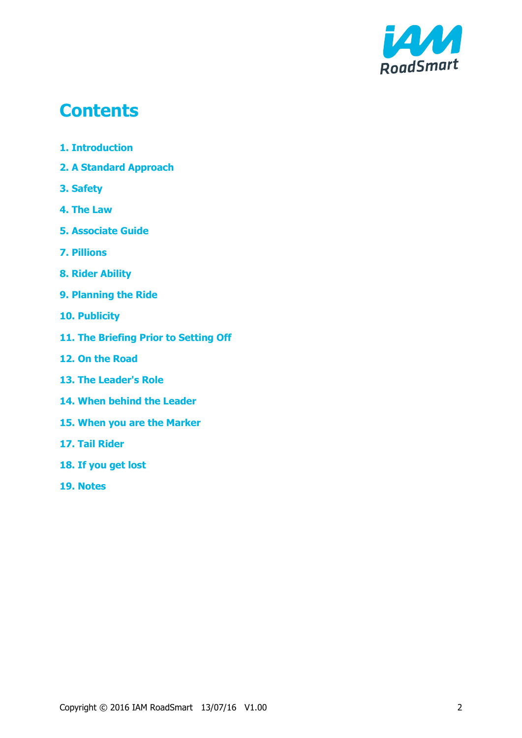# Contents

1. Introduction

2. A Standard Approach

3. Safety

4. The Law

5. Associate Guide

7. Pillions

8. Rider Ability

9. Planning the Ride

10. Publicity

11. The Briefing Prior to Setting Off

12. On the Road

13. The Leader's Role

14. When behind the Leader

15. When you are the Marker

17. Tail Rider

18. If you get lost

19. Notes

Copyright © 2016 IAM RoadSmart 13/07/16 V1.00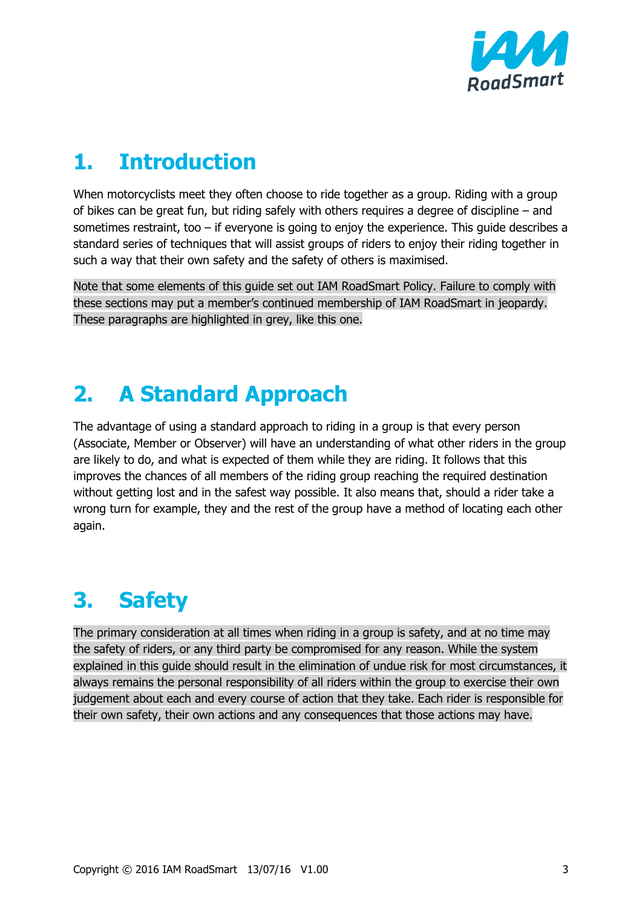# 1. Introduction

When motorcyclists meet they often choose to ride together as a group. Riding with a group of bikes can be great fun, but riding safely with others requires a degree of discipline – and sometimes restraint, too – if everyone is going to enjoy the experience. This guide describes a standard series of techniques that will assist groups of riders to enjoy their riding together in such a way that their own safety and the safety of others is maximised.

Note that some elements of this guide set out IAM RoadSmart Policy. Failure to comply with these sections may put a member's continued membership of IAM RoadSmart in jeopardy. These paragraphs are highlighted in grey, like this one.

# 2. A Standard Approach

The advantage of using a standard approach to riding in a group is that every person (Associate, Member or Observer) will have an understanding of what other riders in the group are likely to do, and what is expected of them while they are riding. It follows that this improves the chances of all members of the riding group reaching the required destination without getting lost and in the safest way possible. It also means that, should a rider take a wrong turn for example, they and the rest of the group have a method of locating each other again.

# 3. Safety

The primary consideration at all times when riding in a group is safety, and at no time may the safety of riders, or any third party be compromised for any reason. While the system explained in this guide should result in the elimination of undue risk for most circumstances, it always remains the personal responsibility of all riders within the group to exercise their own judgement about each and every course of action that they take. Each rider is responsible for their own safety, their own actions and any consequences that those actions may have.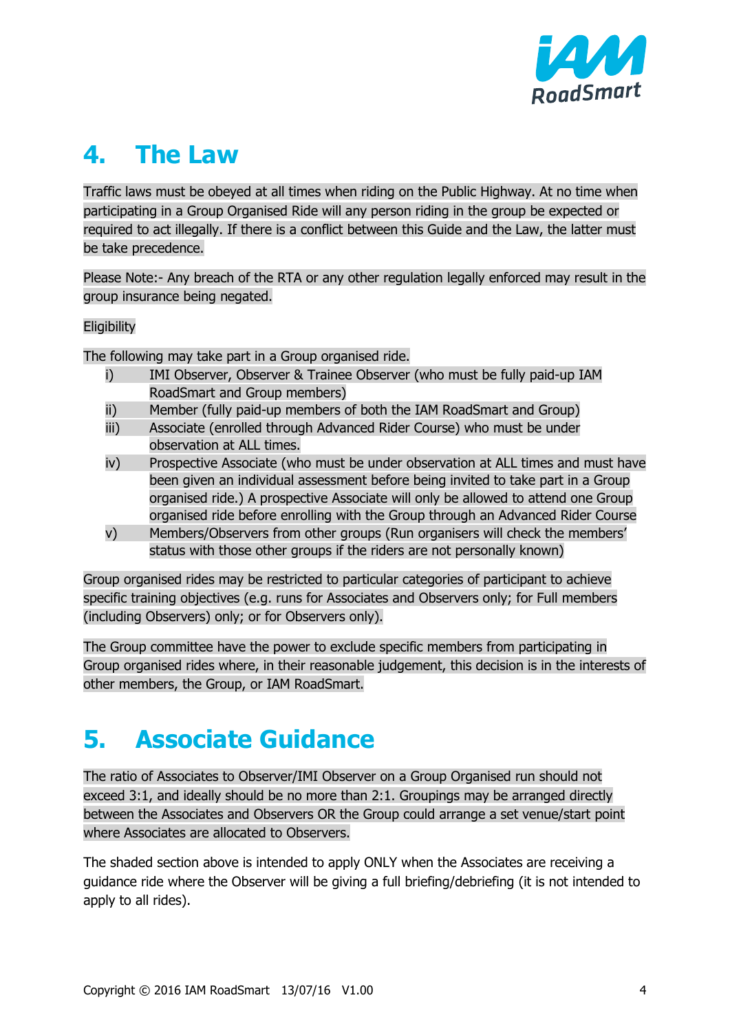## 4. The Law

Traffic laws must be obeyed at all times when riding on the Public Highway. At no time when participating in a Group Organised Ride will any person riding in the group be expected or required to act illegally. If there is a conflict between this Guide and the Law, the latter must be take precedence.

Please Note:- Any breach of the RTA or any other regulation legally enforced may result in the group insurance being negated.

Eligibility

The following may take part in a Group organised ride.

i) IMI Observer, Observer & Trainee Observer (who must be fully paid-up IAM RoadSmart and Group members)
ii) Member (fully paid-up members of both the IAM RoadSmart and Group)
iii) Associate (enrolled through Advanced Rider Course) who must be under observation at ALL times.
iv) Prospective Associate (who must be under observation at ALL times and must have been given an individual assessment before being invited to take part in a Group organised ride.) A prospective Associate will only be allowed to attend one Group organised ride before enrolling with the Group through an Advanced Rider Course
v) Members/Observers from other groups (Run organisers will check the members' status with those other groups if the riders are not personally known)

Group organised rides may be restricted to particular categories of participant to achieve specific training objectives (e.g. runs for Associates and Observers only; for Full members (including Observers) only; or for Observers only).

The Group committee have the power to exclude specific members from participating in Group organised rides where, in their reasonable judgement, this decision is in the interests of other members, the Group, or IAM RoadSmart.

## 5. Associate Guidance

The ratio of Associates to Observer/IMI Observer on a Group Organised run should not exceed 3:1, and ideally should be no more than 2:1. Groupings may be arranged directly between the Associates and Observers OR the Group could arrange a set venue/start point where Associates are allocated to Observers.

The shaded section above is intended to apply ONLY when the Associates are receiving a guidance ride where the Observer will be giving a full briefing/debriefing (it is not intended to apply to all rides).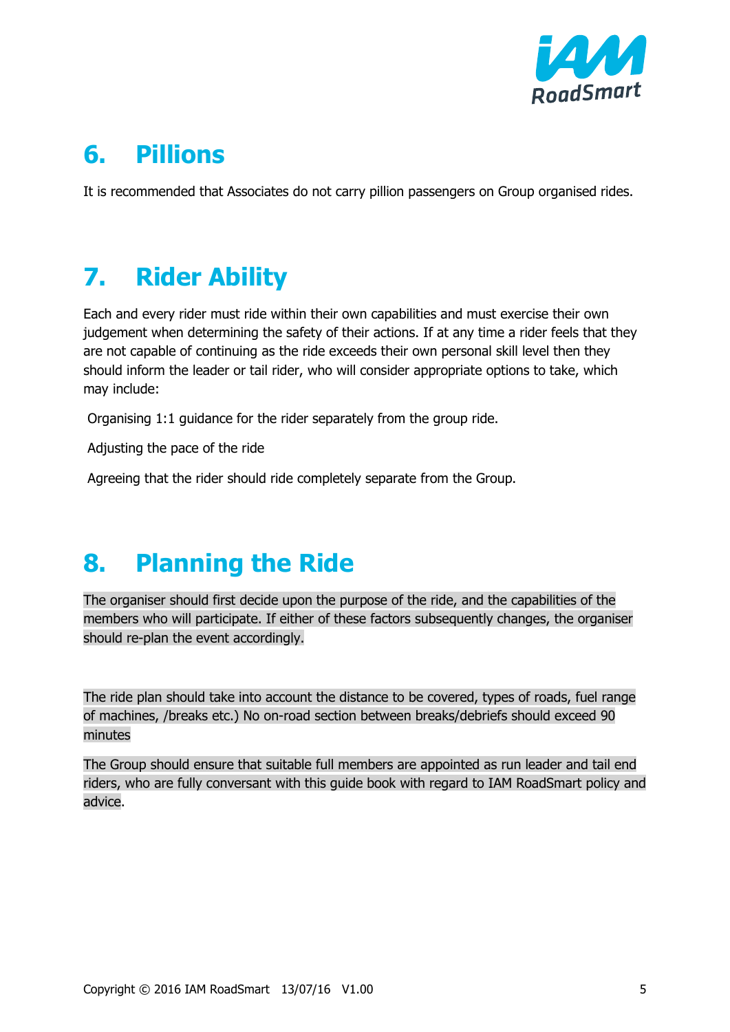## 6. Pillions

It is recommended that Associates do not carry pillion passengers on Group organised rides.

## 7. Rider Ability

Each and every rider must ride within their own capabilities and must exercise their own judgement when determining the safety of their actions. If at any time a rider feels that they are not capable of continuing as the ride exceeds their own personal skill level then they should inform the leader or tail rider, who will consider appropriate options to take, which may include:

- Organising 1:1 guidance for the rider separately from the group ride.
- Adjusting the pace of the ride
- Agreeing that the rider should ride completely separate from the Group.

## 8. Planning the Ride

The organiser should first decide upon the purpose of the ride, and the capabilities of the members who will participate. If either of these factors subsequently changes, the organiser should re-plan the event accordingly.

The ride plan should take into account the distance to be covered, types of roads, fuel range of machines, /breaks etc.) No on-road section between breaks/debriefs should exceed 90 minutes

The Group should ensure that suitable full members are appointed as run leader and tail end riders, who are fully conversant with this guide book with regard to IAM RoadSmart policy and advice.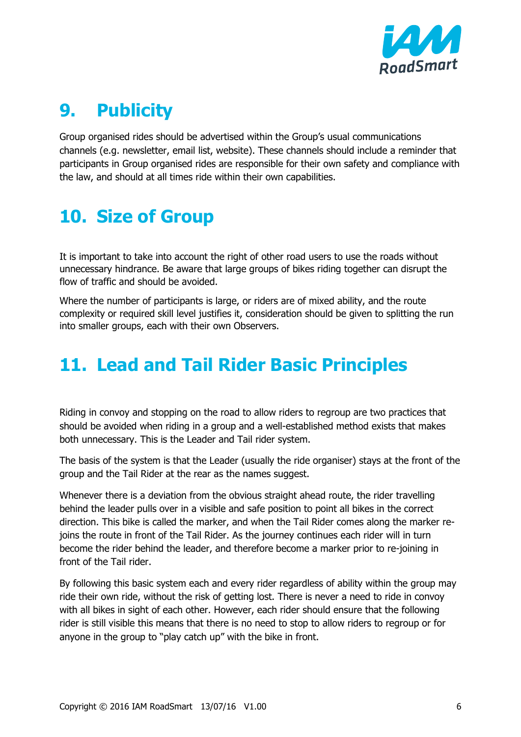## 9. Publicity

Group organised rides should be advertised within the Group's usual communications channels (e.g. newsletter, email list, website). These channels should include a reminder that participants in Group organised rides are responsible for their own safety and compliance with the law, and should at all times ride within their own capabilities.

## 10. Size of Group

It is important to take into account the right of other road users to use the roads without unnecessary hindrance. Be aware that large groups of bikes riding together can disrupt the flow of traffic and should be avoided.

Where the number of participants is large, or riders are of mixed ability, and the route complexity or required skill level justifies it, consideration should be given to splitting the run into smaller groups, each with their own Observers.

## 11. Lead and Tail Rider Basic Principles

Riding in convoy and stopping on the road to allow riders to regroup are two practices that should be avoided when riding in a group and a well-established method exists that makes both unnecessary. This is the Leader and Tail rider system.

The basis of the system is that the Leader (usually the ride organiser) stays at the front of the group and the Tail Rider at the rear as the names suggest.

Whenever there is a deviation from the obvious straight ahead route, the rider travelling behind the leader pulls over in a visible and safe position to point all bikes in the correct direction. This bike is called the marker, and when the Tail Rider comes along the marker re-joins the route in front of the Tail Rider. As the journey continues each rider will in turn become the rider behind the leader, and therefore become a marker prior to re-joining in front of the Tail rider.

By following this basic system each and every rider regardless of ability within the group may ride their own ride, without the risk of getting lost. There is never a need to ride in convoy with all bikes in sight of each other. However, each rider should ensure that the following rider is still visible this means that there is no need to stop to allow riders to regroup or for anyone in the group to "play catch up" with the bike in front.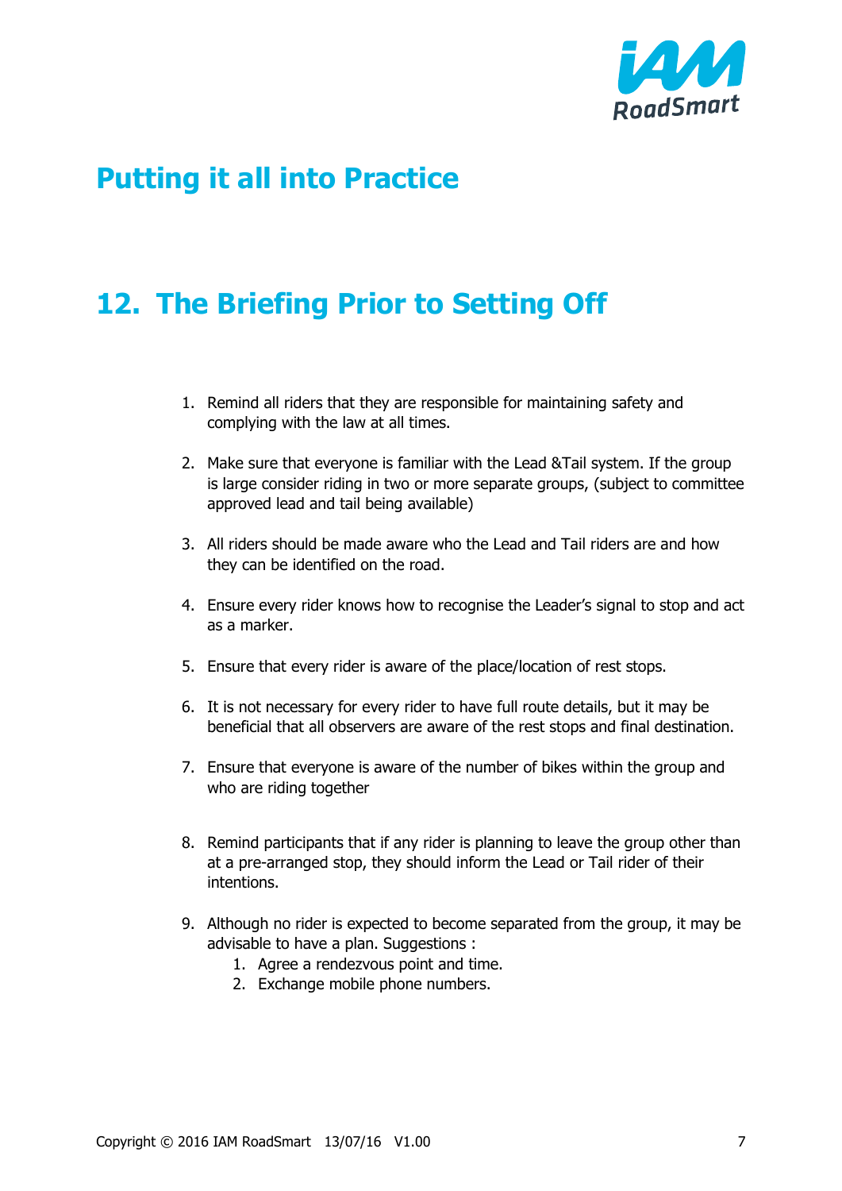# Putting it all into Practice

# 12. The Briefing Prior to Setting Off

1. Remind all riders that they are responsible for maintaining safety and complying with the law at all times.

2. Make sure that everyone is familiar with the Lead &Tail system. If the group is large consider riding in two or more separate groups, (subject to committee approved lead and tail being available)

3. All riders should be made aware who the Lead and Tail riders are and how they can be identified on the road.

4. Ensure every rider knows how to recognise the Leader's signal to stop and act as a marker.

5. Ensure that every rider is aware of the place/location of rest stops.

6. It is not necessary for every rider to have full route details, but it may be beneficial that all observers are aware of the rest stops and final destination.

7. Ensure that everyone is aware of the number of bikes within the group and who are riding together

8. Remind participants that if any rider is planning to leave the group other than at a pre-arranged stop, they should inform the Lead or Tail rider of their intentions.

9. Although no rider is expected to become separated from the group, it may be advisable to have a plan. Suggestions :
    1. Agree a rendezvous point and time.
    2. Exchange mobile phone numbers.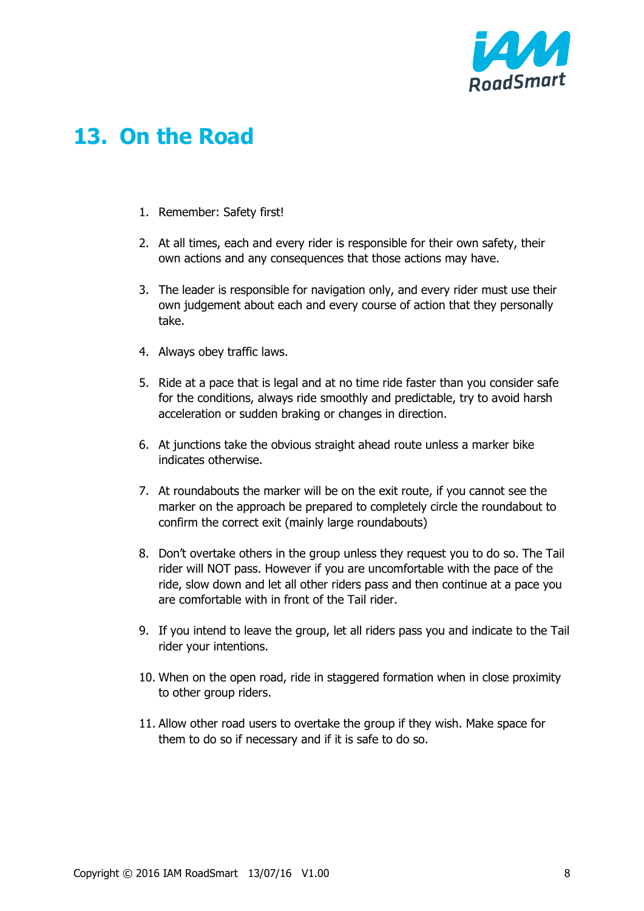# 13. On the Road

1. Remember: Safety first!

2. At all times, each and every rider is responsible for their own safety, their own actions and any consequences that those actions may have.

3. The leader is responsible for navigation only, and every rider must use their own judgement about each and every course of action that they personally take.

4. Always obey traffic laws.

5. Ride at a pace that is legal and at no time ride faster than you consider safe for the conditions, always ride smoothly and predictable, try to avoid harsh acceleration or sudden braking or changes in direction.

6. At junctions take the obvious straight ahead route unless a marker bike indicates otherwise.

7. At roundabouts the marker will be on the exit route, if you cannot see the marker on the approach be prepared to completely circle the roundabout to confirm the correct exit (mainly large roundabouts)

8. Don't overtake others in the group unless they request you to do so. The Tail rider will NOT pass. However if you are uncomfortable with the pace of the ride, slow down and let all other riders pass and then continue at a pace you are comfortable with in front of the Tail rider.

9. If you intend to leave the group, let all riders pass you and indicate to the Tail rider your intentions.

10. When on the open road, ride in staggered formation when in close proximity to other group riders.

11. Allow other road users to overtake the group if they wish. Make space for them to do so if necessary and if it is safe to do so.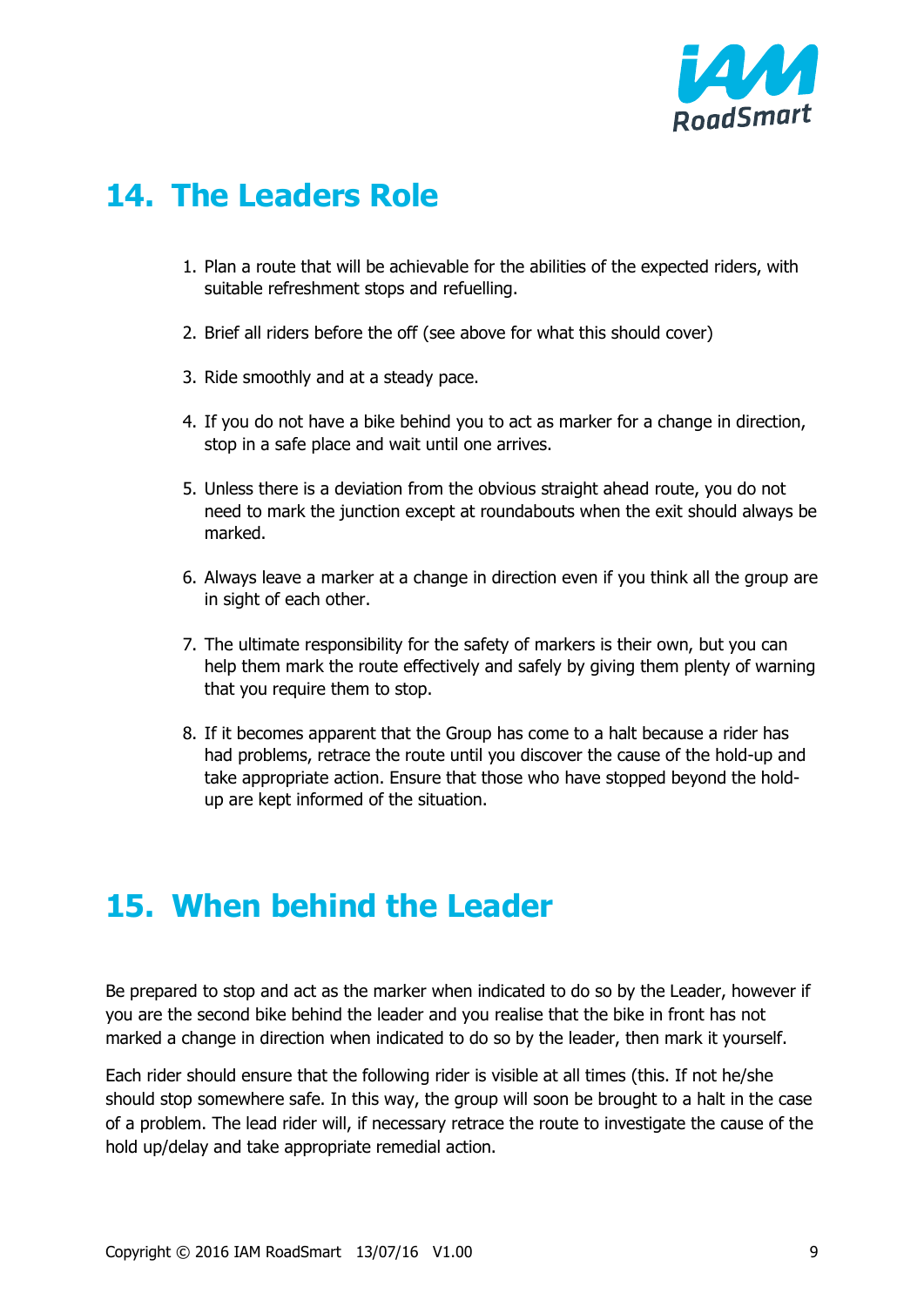## 14. The Leaders Role

1. Plan a route that will be achievable for the abilities of the expected riders, with suitable refreshment stops and refuelling.

2. Brief all riders before the off (see above for what this should cover)

3. Ride smoothly and at a steady pace.

4. If you do not have a bike behind you to act as marker for a change in direction, stop in a safe place and wait until one arrives.

5. Unless there is a deviation from the obvious straight ahead route, you do not need to mark the junction except at roundabouts when the exit should always be marked.

6. Always leave a marker at a change in direction even if you think all the group are in sight of each other.

7. The ultimate responsibility for the safety of markers is their own, but you can help them mark the route effectively and safely by giving them plenty of warning that you require them to stop.

8. If it becomes apparent that the Group has come to a halt because a rider has had problems, retrace the route until you discover the cause of the hold-up and take appropriate action. Ensure that those who have stopped beyond the hold-up are kept informed of the situation.

## 15. When behind the Leader

Be prepared to stop and act as the marker when indicated to do so by the Leader, however if you are the second bike behind the leader and you realise that the bike in front has not marked a change in direction when indicated to do so by the leader, then mark it yourself.

Each rider should ensure that the following rider is visible at all times (this. If not he/she should stop somewhere safe. In this way, the group will soon be brought to a halt in the case of a problem. The lead rider will, if necessary retrace the route to investigate the cause of the hold up/delay and take appropriate remedial action.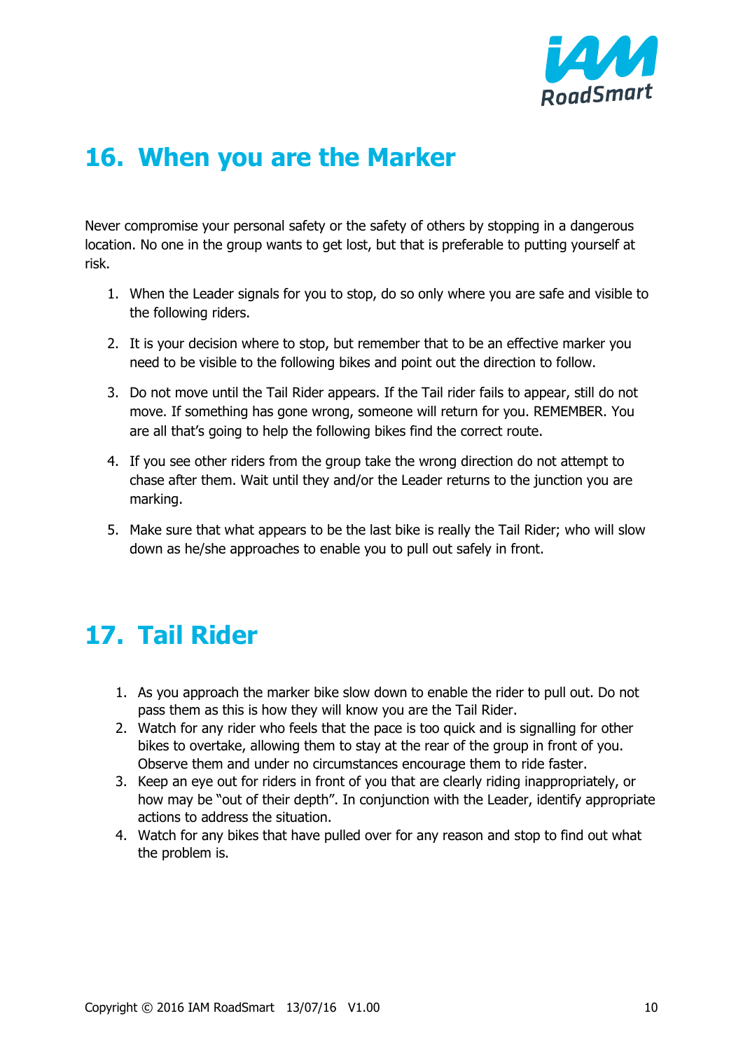## 16. When you are the Marker

Never compromise your personal safety or the safety of others by stopping in a dangerous location. No one in the group wants to get lost, but that is preferable to putting yourself at risk.

1. When the Leader signals for you to stop, do so only where you are safe and visible to the following riders.

2. It is your decision where to stop, but remember that to be an effective marker you need to be visible to the following bikes and point out the direction to follow.

3. Do not move until the Tail Rider appears. If the Tail rider fails to appear, still do not move. If something has gone wrong, someone will return for you. REMEMBER. You are all that's going to help the following bikes find the correct route.

4. If you see other riders from the group take the wrong direction do not attempt to chase after them. Wait until they and/or the Leader returns to the junction you are marking.

5. Make sure that what appears to be the last bike is really the Tail Rider; who will slow down as he/she approaches to enable you to pull out safely in front.

## 17. Tail Rider

1. As you approach the marker bike slow down to enable the rider to pull out. Do not pass them as this is how they will know you are the Tail Rider.
2. Watch for any rider who feels that the pace is too quick and is signalling for other bikes to overtake, allowing them to stay at the rear of the group in front of you. Observe them and under no circumstances encourage them to ride faster.
3. Keep an eye out for riders in front of you that are clearly riding inappropriately, or how may be "out of their depth". In conjunction with the Leader, identify appropriate actions to address the situation.
4. Watch for any bikes that have pulled over for any reason and stop to find out what the problem is.

Copyright © 2016 IAM RoadSmart 13/07/16 V1.00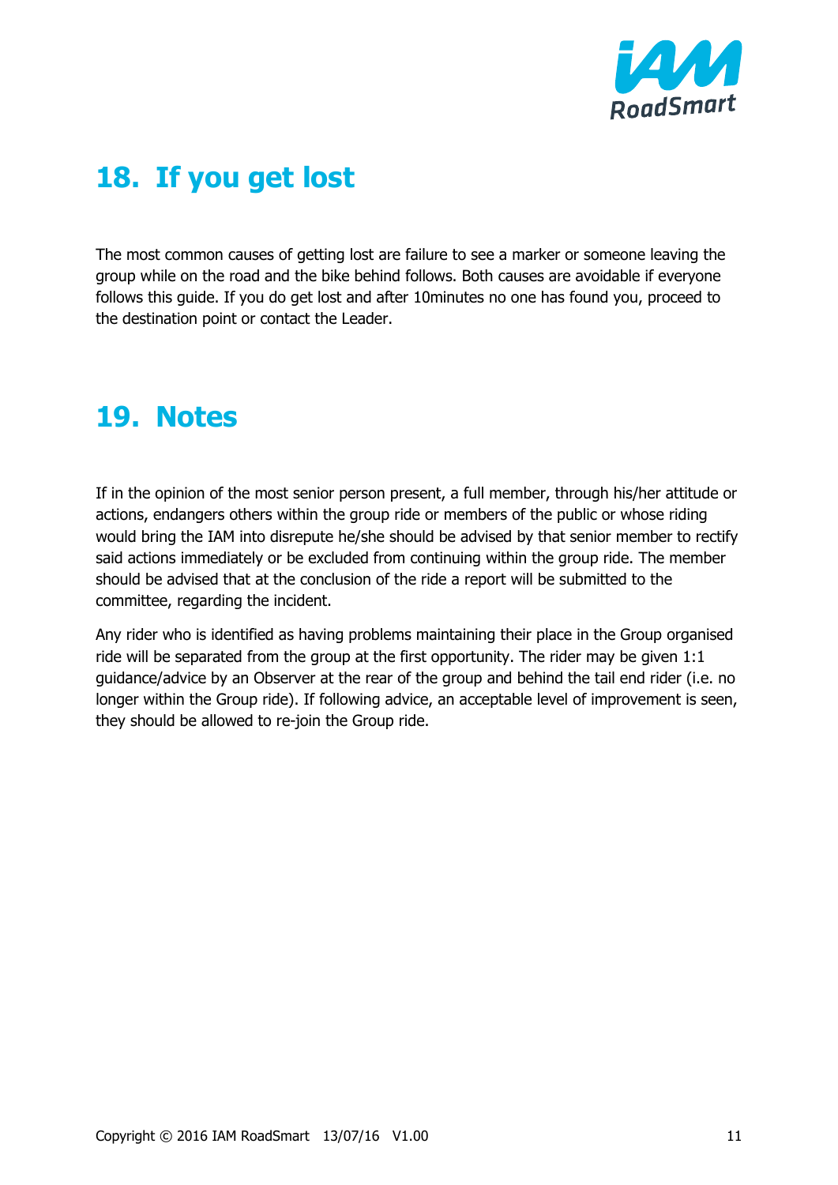## 18. If you get lost

The most common causes of getting lost are failure to see a marker or someone leaving the group while on the road and the bike behind follows. Both causes are avoidable if everyone follows this guide. If you do get lost and after 10minutes no one has found you, proceed to the destination point or contact the Leader.

## 19. Notes

If in the opinion of the most senior person present, a full member, through his/her attitude or actions, endangers others within the group ride or members of the public or whose riding would bring the IAM into disrepute he/she should be advised by that senior member to rectify said actions immediately or be excluded from continuing within the group ride. The member should be advised that at the conclusion of the ride a report will be submitted to the committee, regarding the incident.

Any rider who is identified as having problems maintaining their place in the Group organised ride will be separated from the group at the first opportunity. The rider may be given 1:1 guidance/advice by an Observer at the rear of the group and behind the tail end rider (i.e. no longer within the Group ride). If following advice, an acceptable level of improvement is seen, they should be allowed to re-join the Group ride.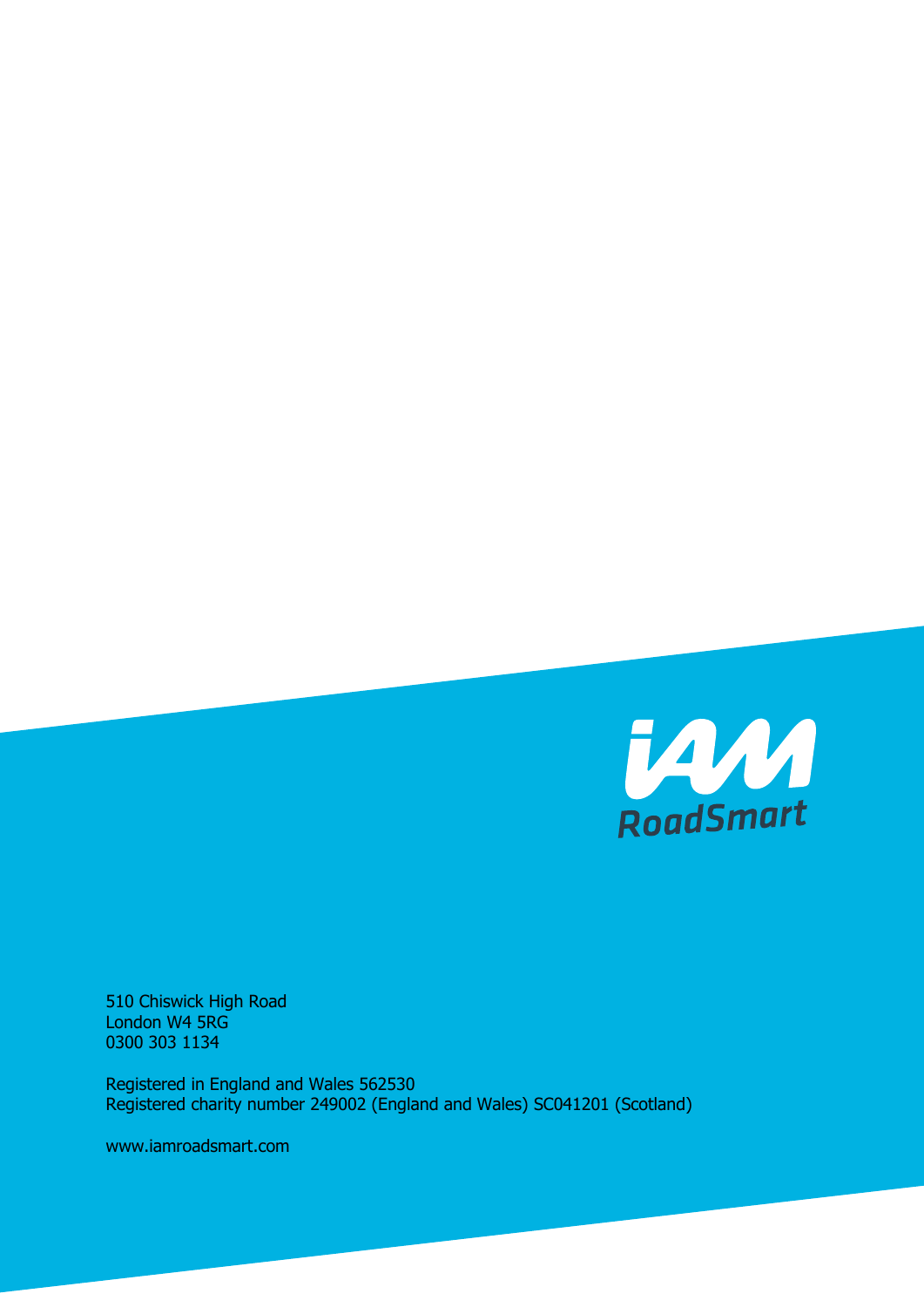IAM RoadSmart

510 Chiswick High Road
London W4 5RG
0300 303 1134

Registered in England and Wales 562530
Registered charity number 249002 (England and Wales) SC041201 (Scotland)

www.iamroadsmart.com